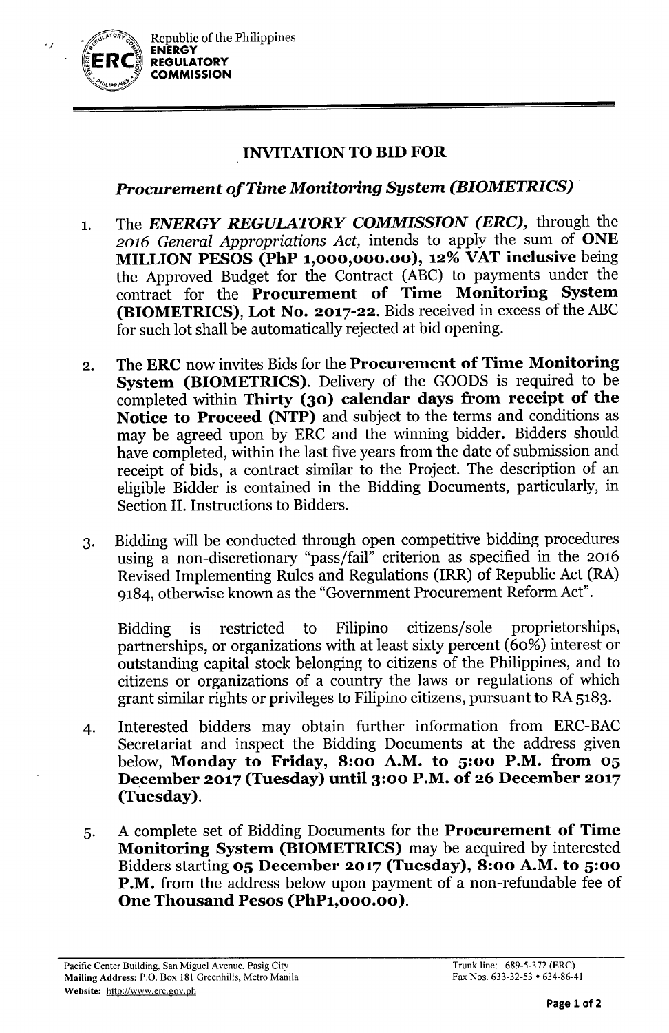Republic of the Philippines
**ENERGY REGULATORY COMMISSION**

# INVITATION TO BID FOR

## *Procurement of Time Monitoring System (BIOMETRICS)*

1. The ***ENERGY REGULATORY COMMISSION (ERC),*** through the *2016 General Appropriations Act,* intends to apply the sum of **ONE MILLION PESOS (PhP 1,000,000.00), 12% VAT inclusive** being the Approved Budget for the Contract (ABC) to payments under the contract for the **Procurement of Time Monitoring System (BIOMETRICS), Lot No. 2017-22.** Bids received in excess of the ABC for such lot shall be automatically rejected at bid opening.

2. The **ERC** now invites Bids for the **Procurement of Time Monitoring System (BIOMETRICS).** Delivery of the GOODS is required to be completed within **Thirty (30) calendar days from receipt of the Notice to Proceed (NTP)** and subject to the terms and conditions as may be agreed upon by ERC and the winning bidder. Bidders should have completed, within the last five years from the date of submission and receipt of bids, a contract similar to the Project. The description of an eligible Bidder is contained in the Bidding Documents, particularly, in Section II. Instructions to Bidders.

3. Bidding will be conducted through open competitive bidding procedures using a non-discretionary "pass/fail" criterion as specified in the 2016 Revised Implementing Rules and Regulations (IRR) of Republic Act (RA) 9184, otherwise known as the "Government Procurement Reform Act".

   Bidding is restricted to Filipino citizens/sole proprietorships, partnerships, or organizations with at least sixty percent (60%) interest or outstanding capital stock belonging to citizens of the Philippines, and to citizens or organizations of a country the laws or regulations of which grant similar rights or privileges to Filipino citizens, pursuant to RA 5183.

4. Interested bidders may obtain further information from ERC-BAC Secretariat and inspect the Bidding Documents at the address given below, **Monday to Friday, 8:00 A.M. to 5:00 P.M. from 05 December 2017 (Tuesday) until 3:00 P.M. of 26 December 2017 (Tuesday).**

5. A complete set of Bidding Documents for the **Procurement of Time Monitoring System (BIOMETRICS)** may be acquired by interested Bidders starting **05 December 2017 (Tuesday), 8:00 A.M. to 5:00 P.M.** from the address below upon payment of a non-refundable fee of **One Thousand Pesos (PhP1,000.00).**

Pacific Center Building, San Miguel Avenue, Pasig City
**Mailing Address:** P.O. Box 181 Greenhills, Metro Manila
**Website:** http://www.erc.gov.ph

Trunk line: 689-5-372 (ERC)
Fax Nos. 633-32-53 • 634-86-41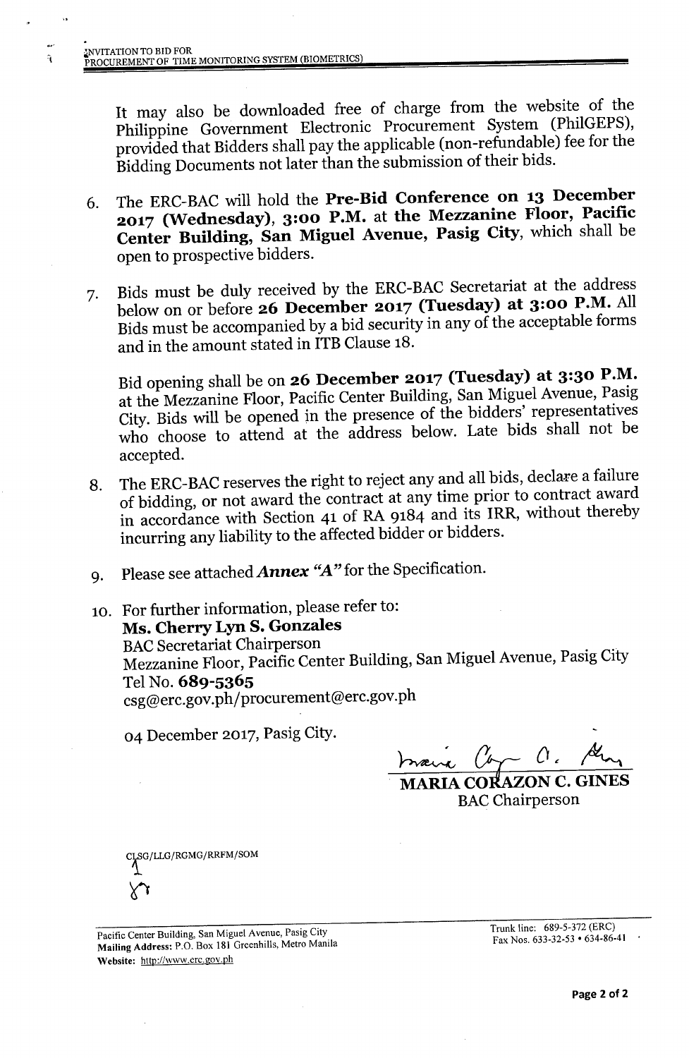It may also be downloaded free of charge from the website of the Philippine Government Electronic Procurement System (PhilGEPS), provided that Bidders shall pay the applicable (non-refundable) fee for the Bidding Documents not later than the submission of their bids.

6. The ERC-BAC will hold the **Pre-Bid Conference on 13 December 2017 (Wednesday), 3:00 P.M.** at **the Mezzanine Floor, Pacific Center Building, San Miguel Avenue, Pasig City**, which shall be open to prospective bidders.

7. Bids must be duly received by the ERC-BAC Secretariat at the address below on or before **26 December 2017 (Tuesday) at 3:00 P.M.** All Bids must be accompanied by a bid security in any of the acceptable forms and in the amount stated in ITB Clause 18.

   Bid opening shall be on **26 December 2017 (Tuesday) at 3:30 P.M.** at the Mezzanine Floor, Pacific Center Building, San Miguel Avenue, Pasig City. Bids will be opened in the presence of the bidders' representatives who choose to attend at the address below. Late bids shall not be accepted.

8. The ERC-BAC reserves the right to reject any and all bids, declare a failure of bidding, or not award the contract at any time prior to contract award in accordance with Section 41 of RA 9184 and its IRR, without thereby incurring any liability to the affected bidder or bidders.

9. Please see attached ***Annex "A"*** for the Specification.

10. For further information, please refer to:
    **Ms. Cherry Lyn S. Gonzales**
    BAC Secretariat Chairperson
    Mezzanine Floor, Pacific Center Building, San Miguel Avenue, Pasig City
    Tel No. **689-5365**
    csg@erc.gov.ph/procurement@erc.gov.ph

    04 December 2017, Pasig City.

**MARIA CORAZON C. GINES**
BAC Chairperson

CLSG/LLG/RGMG/RRFM/SOM

Pacific Center Building, San Miguel Avenue, Pasig City
**Mailing Address:** P.O. Box 181 Greenhills, Metro Manila
**Website:** http://www.erc.gov.ph

Trunk line: 689-5-372 (ERC)
Fax Nos. 633-32-53 • 634-86-41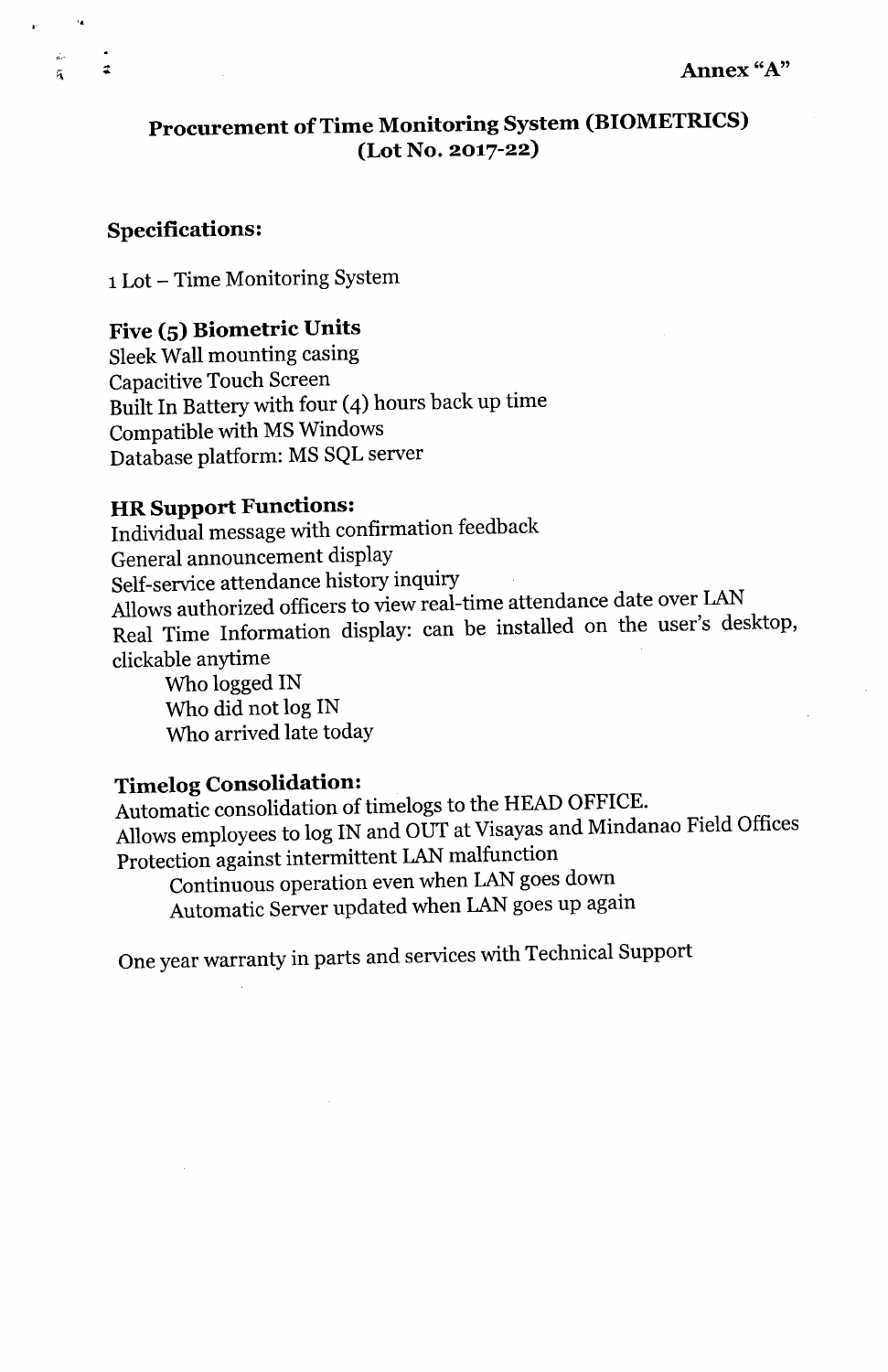Annex "A"

# Procurement of Time Monitoring System (BIOMETRICS) (Lot No. 2017-22)

## Specifications:

1 Lot – Time Monitoring System

### Five (5) Biometric Units

Sleek Wall mounting casing
Capacitive Touch Screen
Built In Battery with four (4) hours back up time
Compatible with MS Windows
Database platform: MS SQL server

### HR Support Functions:

Individual message with confirmation feedback
General announcement display
Self-service attendance history inquiry
Allows authorized officers to view real-time attendance date over LAN
Real Time Information display: can be installed on the user's desktop, clickable anytime

- Who logged IN
- Who did not log IN
- Who arrived late today

### Timelog Consolidation:

Automatic consolidation of timelogs to the HEAD OFFICE.
Allows employees to log IN and OUT at Visayas and Mindanao Field Offices
Protection against intermittent LAN malfunction

- Continuous operation even when LAN goes down
- Automatic Server updated when LAN goes up again

One year warranty in parts and services with Technical Support